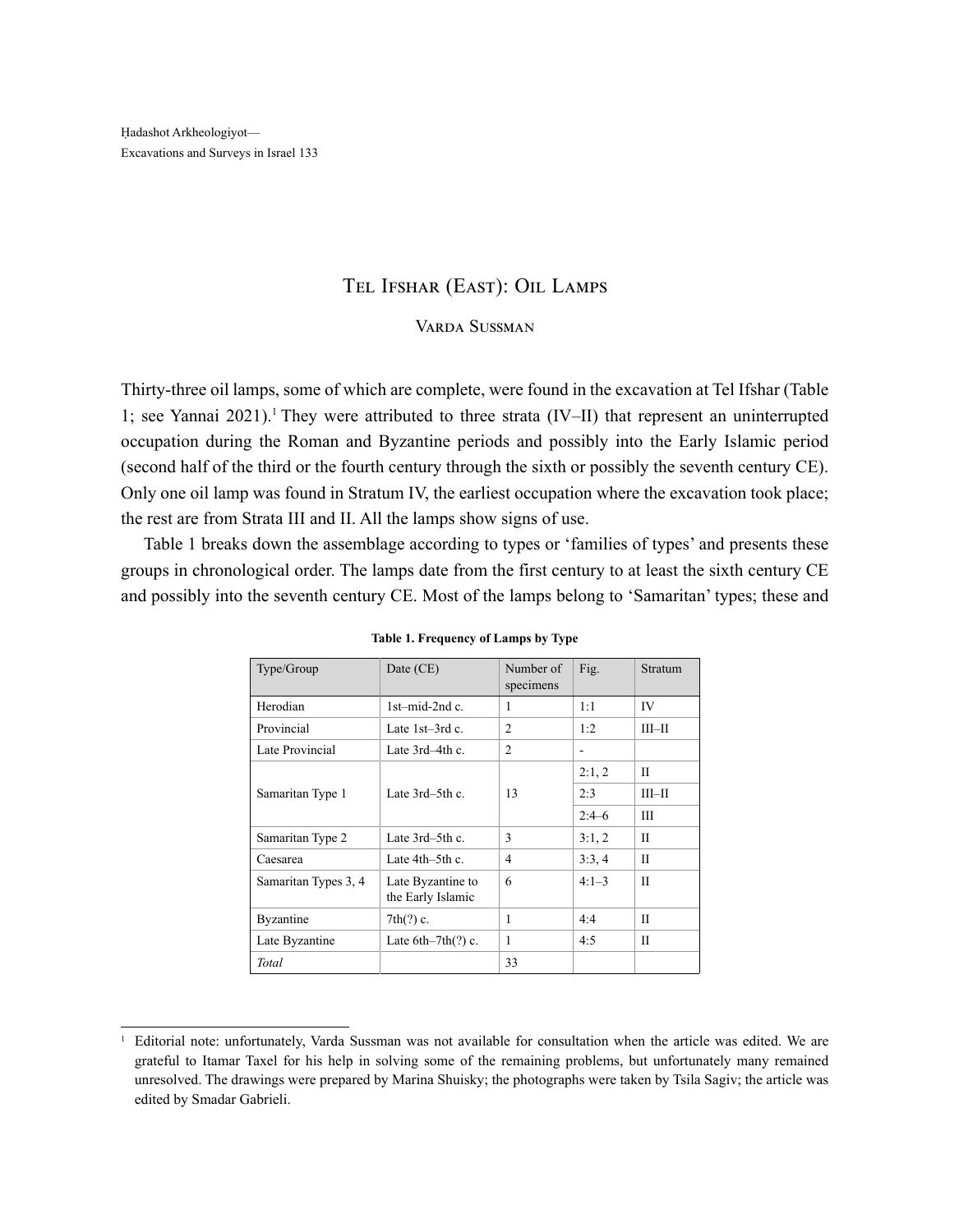Ḥadashot Arkheologiyot—
Excavations and Surveys in Israel 133

# Tel Ifshar (East): Oil Lamps

## Varda Sussman

Thirty-three oil lamps, some of which are complete, were found in the excavation at Tel Ifshar (Table 1; see Yannai 2021).[1] They were attributed to three strata (IV–II) that represent an uninterrupted occupation during the Roman and Byzantine periods and possibly into the Early Islamic period (second half of the third or the fourth century through the sixth or possibly the seventh century CE). Only one oil lamp was found in Stratum IV, the earliest occupation where the excavation took place; the rest are from Strata III and II. All the lamps show signs of use.

Table 1 breaks down the assemblage according to types or 'families of types' and presents these groups in chronological order. The lamps date from the first century to at least the sixth century CE and possibly into the seventh century CE. Most of the lamps belong to 'Samaritan' types; these and

**Table 1. Frequency of Lamps by Type**

| Type/Group | Date (CE) | Number of specimens | Fig. | Stratum |
|---|---|---|---|---|
| Herodian | 1st–mid-2nd c. | 1 | 1:1 | IV |
| Provincial | Late 1st–3rd c. | 2 | 1:2 | III–II |
| Late Provincial | Late 3rd–4th c. | 2 | - | |
| Samaritan Type 1 | Late 3rd–5th c. | 13 | 2:1, 2 | II |
| | | | 2:3 | III–II |
| | | | 2:4–6 | III |
| Samaritan Type 2 | Late 3rd–5th c. | 3 | 3:1, 2 | II |
| Caesarea | Late 4th–5th c. | 4 | 3:3, 4 | II |
| Samaritan Types 3, 4 | Late Byzantine to the Early Islamic | 6 | 4:1–3 | II |
| Byzantine | 7th(?) c. | 1 | 4:4 | II |
| Late Byzantine | Late 6th–7th(?) c. | 1 | 4:5 | II |
| *Total* | | 33 | | |

[1] Editorial note: unfortunately, Varda Sussman was not available for consultation when the article was edited. We are grateful to Itamar Taxel for his help in solving some of the remaining problems, but unfortunately many remained unresolved. The drawings were prepared by Marina Shuisky; the photographs were taken by Tsila Sagiv; the article was edited by Smadar Gabrieli.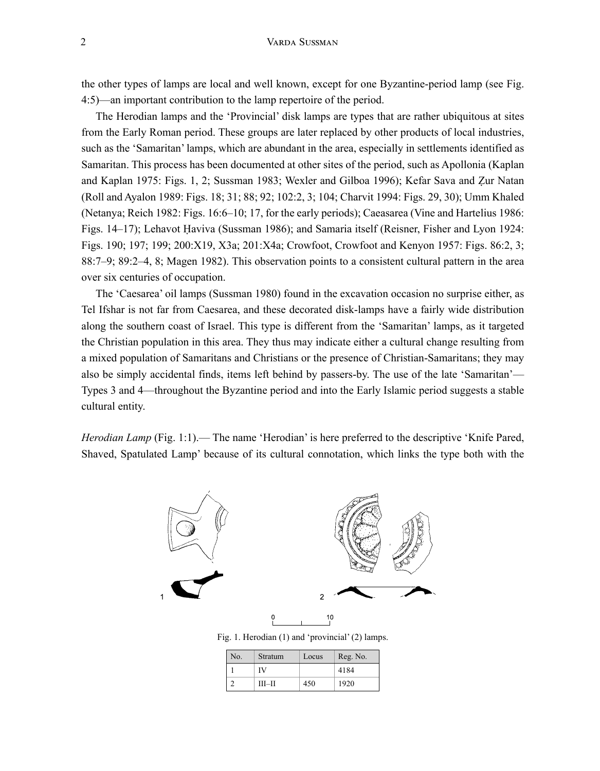the other types of lamps are local and well known, except for one Byzantine-period lamp (see Fig. 4:5)—an important contribution to the lamp repertoire of the period.

The Herodian lamps and the 'Provincial' disk lamps are types that are rather ubiquitous at sites from the Early Roman period. These groups are later replaced by other products of local industries, such as the 'Samaritan' lamps, which are abundant in the area, especially in settlements identified as Samaritan. This process has been documented at other sites of the period, such as Apollonia (Kaplan and Kaplan 1975: Figs. 1, 2; Sussman 1983; Wexler and Gilboa 1996); Kefar Sava and Ẓur Natan (Roll and Ayalon 1989: Figs. 18; 31; 88; 92; 102:2, 3; 104; Charvit 1994: Figs. 29, 30); Umm Khaled (Netanya; Reich 1982: Figs. 16:6–10; 17, for the early periods); Caeasarea (Vine and Hartelius 1986: Figs. 14–17); Lehavot Ḥaviva (Sussman 1986); and Samaria itself (Reisner, Fisher and Lyon 1924: Figs. 190; 197; 199; 200:X19, X3a; 201:X4a; Crowfoot, Crowfoot and Kenyon 1957: Figs. 86:2, 3; 88:7–9; 89:2–4, 8; Magen 1982). This observation points to a consistent cultural pattern in the area over six centuries of occupation.

The 'Caesarea' oil lamps (Sussman 1980) found in the excavation occasion no surprise either, as Tel Ifshar is not far from Caesarea, and these decorated disk-lamps have a fairly wide distribution along the southern coast of Israel. This type is different from the 'Samaritan' lamps, as it targeted the Christian population in this area. They thus may indicate either a cultural change resulting from a mixed population of Samaritans and Christians or the presence of Christian-Samaritans; they may also be simply accidental finds, items left behind by passers-by. The use of the late 'Samaritan'—Types 3 and 4—throughout the Byzantine period and into the Early Islamic period suggests a stable cultural entity.

*Herodian Lamp* (Fig. 1:1).— The name 'Herodian' is here preferred to the descriptive 'Knife Pared, Shaved, Spatulated Lamp' because of its cultural connotation, which links the type both with the

Fig. 1. Herodian (1) and 'provincial' (2) lamps.

| No. | Stratum | Locus | Reg. No. |
|---|---|---|---|
| 1 | IV | | 4184 |
| 2 | III–II | 450 | 1920 |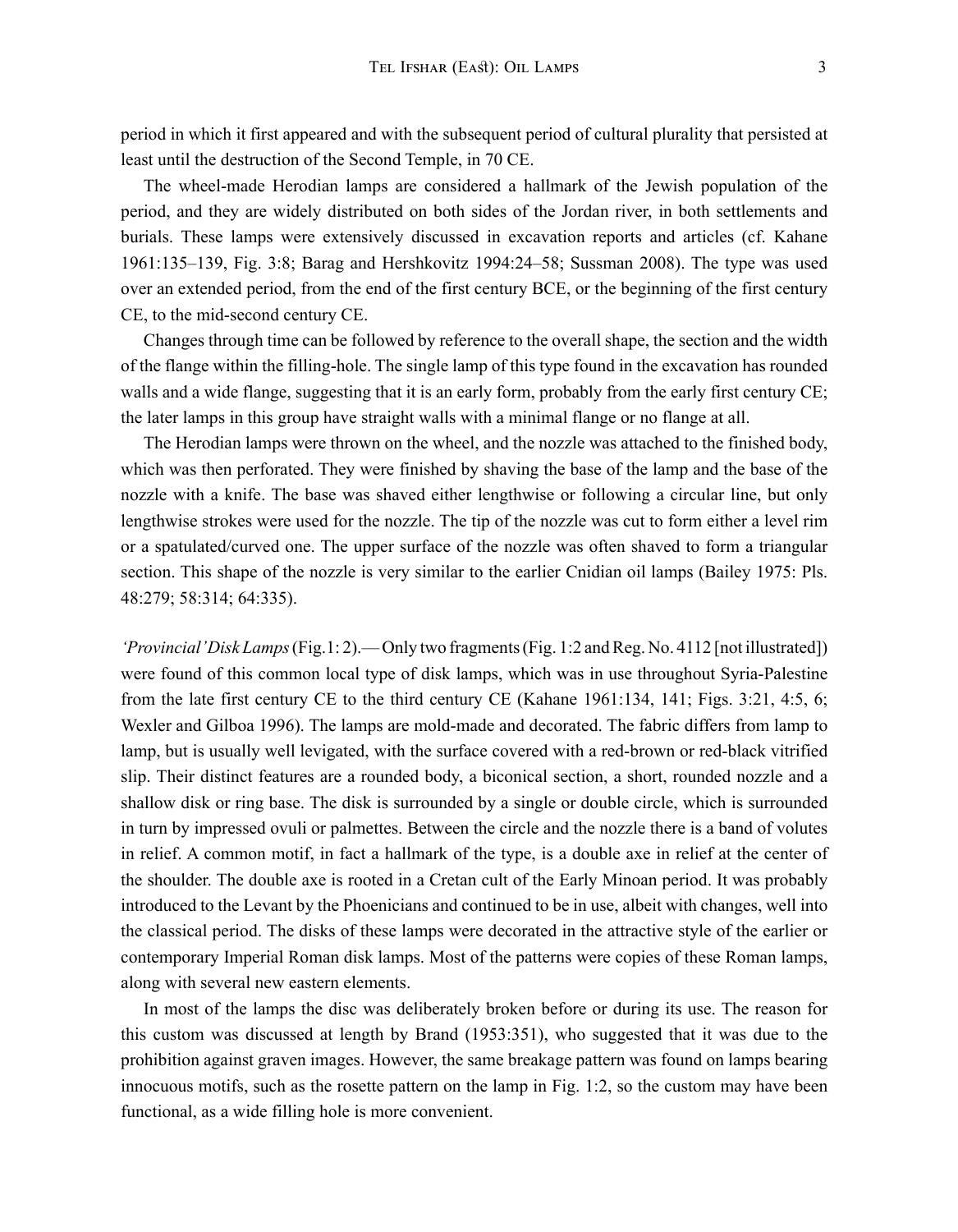period in which it first appeared and with the subsequent period of cultural plurality that persisted at least until the destruction of the Second Temple, in 70 CE.

The wheel-made Herodian lamps are considered a hallmark of the Jewish population of the period, and they are widely distributed on both sides of the Jordan river, in both settlements and burials. These lamps were extensively discussed in excavation reports and articles (cf. Kahane 1961:135–139, Fig. 3:8; Barag and Hershkovitz 1994:24–58; Sussman 2008). The type was used over an extended period, from the end of the first century BCE, or the beginning of the first century CE, to the mid-second century CE.

Changes through time can be followed by reference to the overall shape, the section and the width of the flange within the filling-hole. The single lamp of this type found in the excavation has rounded walls and a wide flange, suggesting that it is an early form, probably from the early first century CE; the later lamps in this group have straight walls with a minimal flange or no flange at all.

The Herodian lamps were thrown on the wheel, and the nozzle was attached to the finished body, which was then perforated. They were finished by shaving the base of the lamp and the base of the nozzle with a knife. The base was shaved either lengthwise or following a circular line, but only lengthwise strokes were used for the nozzle. The tip of the nozzle was cut to form either a level rim or a spatulated/curved one. The upper surface of the nozzle was often shaved to form a triangular section. This shape of the nozzle is very similar to the earlier Cnidian oil lamps (Bailey 1975: Pls. 48:279; 58:314; 64:335).

*'Provincial' Disk Lamps* (Fig. 1: 2).— Only two fragments (Fig. 1:2 and Reg. No. 4112 [not illustrated]) were found of this common local type of disk lamps, which was in use throughout Syria-Palestine from the late first century CE to the third century CE (Kahane 1961:134, 141; Figs. 3:21, 4:5, 6; Wexler and Gilboa 1996). The lamps are mold-made and decorated. The fabric differs from lamp to lamp, but is usually well levigated, with the surface covered with a red-brown or red-black vitrified slip. Their distinct features are a rounded body, a biconical section, a short, rounded nozzle and a shallow disk or ring base. The disk is surrounded by a single or double circle, which is surrounded in turn by impressed ovuli or palmettes. Between the circle and the nozzle there is a band of volutes in relief. A common motif, in fact a hallmark of the type, is a double axe in relief at the center of the shoulder. The double axe is rooted in a Cretan cult of the Early Minoan period. It was probably introduced to the Levant by the Phoenicians and continued to be in use, albeit with changes, well into the classical period. The disks of these lamps were decorated in the attractive style of the earlier or contemporary Imperial Roman disk lamps. Most of the patterns were copies of these Roman lamps, along with several new eastern elements.

In most of the lamps the disc was deliberately broken before or during its use. The reason for this custom was discussed at length by Brand (1953:351), who suggested that it was due to the prohibition against graven images. However, the same breakage pattern was found on lamps bearing innocuous motifs, such as the rosette pattern on the lamp in Fig. 1:2, so the custom may have been functional, as a wide filling hole is more convenient.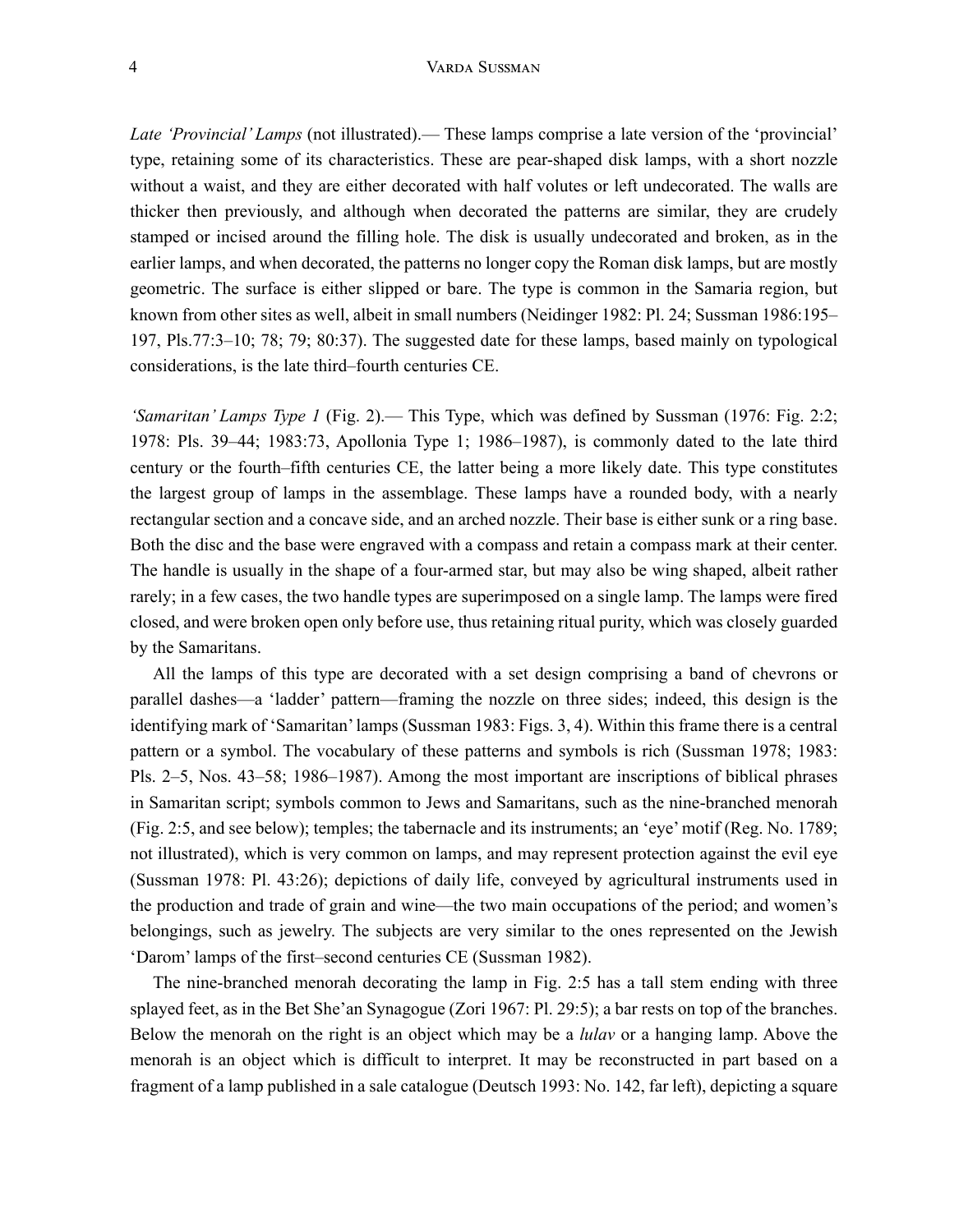*Late 'Provincial' Lamps* (not illustrated).— These lamps comprise a late version of the 'provincial' type, retaining some of its characteristics. These are pear-shaped disk lamps, with a short nozzle without a waist, and they are either decorated with half volutes or left undecorated. The walls are thicker then previously, and although when decorated the patterns are similar, they are crudely stamped or incised around the filling hole. The disk is usually undecorated and broken, as in the earlier lamps, and when decorated, the patterns no longer copy the Roman disk lamps, but are mostly geometric. The surface is either slipped or bare. The type is common in the Samaria region, but known from other sites as well, albeit in small numbers (Neidinger 1982: Pl. 24; Sussman 1986:195–197, Pls.77:3–10; 78; 79; 80:37). The suggested date for these lamps, based mainly on typological considerations, is the late third–fourth centuries CE.

*'Samaritan' Lamps Type 1* (Fig. 2).— This Type, which was defined by Sussman (1976: Fig. 2:2; 1978: Pls. 39–44; 1983:73, Apollonia Type 1; 1986–1987), is commonly dated to the late third century or the fourth–fifth centuries CE, the latter being a more likely date. This type constitutes the largest group of lamps in the assemblage. These lamps have a rounded body, with a nearly rectangular section and a concave side, and an arched nozzle. Their base is either sunk or a ring base. Both the disc and the base were engraved with a compass and retain a compass mark at their center. The handle is usually in the shape of a four-armed star, but may also be wing shaped, albeit rather rarely; in a few cases, the two handle types are superimposed on a single lamp. The lamps were fired closed, and were broken open only before use, thus retaining ritual purity, which was closely guarded by the Samaritans.

All the lamps of this type are decorated with a set design comprising a band of chevrons or parallel dashes—a 'ladder' pattern—framing the nozzle on three sides; indeed, this design is the identifying mark of 'Samaritan' lamps (Sussman 1983: Figs. 3, 4). Within this frame there is a central pattern or a symbol. The vocabulary of these patterns and symbols is rich (Sussman 1978; 1983: Pls. 2–5, Nos. 43–58; 1986–1987). Among the most important are inscriptions of biblical phrases in Samaritan script; symbols common to Jews and Samaritans, such as the nine-branched menorah (Fig. 2:5, and see below); temples; the tabernacle and its instruments; an 'eye' motif (Reg. No. 1789; not illustrated), which is very common on lamps, and may represent protection against the evil eye (Sussman 1978: Pl. 43:26); depictions of daily life, conveyed by agricultural instruments used in the production and trade of grain and wine—the two main occupations of the period; and women's belongings, such as jewelry. The subjects are very similar to the ones represented on the Jewish 'Darom' lamps of the first–second centuries CE (Sussman 1982).

The nine-branched menorah decorating the lamp in Fig. 2:5 has a tall stem ending with three splayed feet, as in the Bet She'an Synagogue (Zori 1967: Pl. 29:5); a bar rests on top of the branches. Below the menorah on the right is an object which may be a *lulav* or a hanging lamp. Above the menorah is an object which is difficult to interpret. It may be reconstructed in part based on a fragment of a lamp published in a sale catalogue (Deutsch 1993: No. 142, far left), depicting a square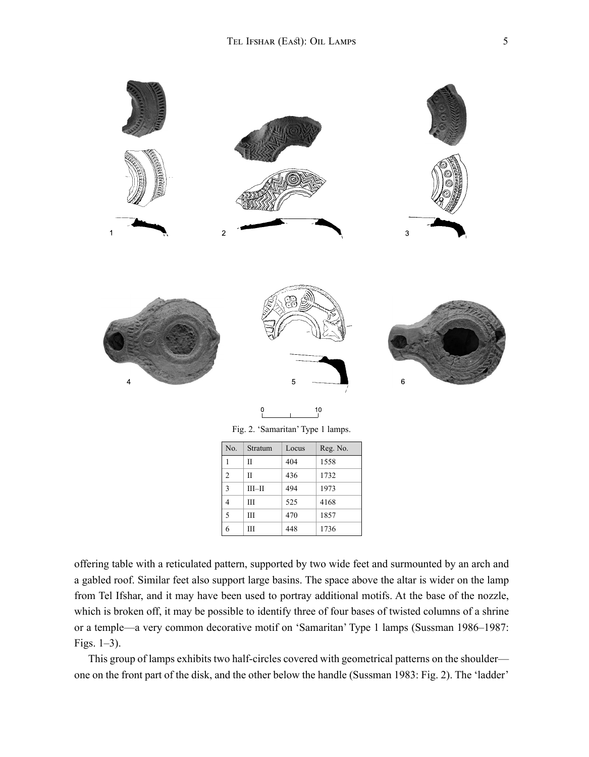Fig. 2. 'Samaritan' Type 1 lamps.

| No. | Stratum | Locus | Reg. No. |
|---|---|---|---|
| 1 | II | 404 | 1558 |
| 2 | II | 436 | 1732 |
| 3 | III–II | 494 | 1973 |
| 4 | III | 525 | 4168 |
| 5 | III | 470 | 1857 |
| 6 | III | 448 | 1736 |

offering table with a reticulated pattern, supported by two wide feet and surmounted by an arch and a gabled roof. Similar feet also support large basins. The space above the altar is wider on the lamp from Tel Ifshar, and it may have been used to portray additional motifs. At the base of the nozzle, which is broken off, it may be possible to identify three of four bases of twisted columns of a shrine or a temple—a very common decorative motif on 'Samaritan' Type 1 lamps (Sussman 1986–1987: Figs. 1–3).

This group of lamps exhibits two half-circles covered with geometrical patterns on the shoulder—one on the front part of the disk, and the other below the handle (Sussman 1983: Fig. 2). The 'ladder'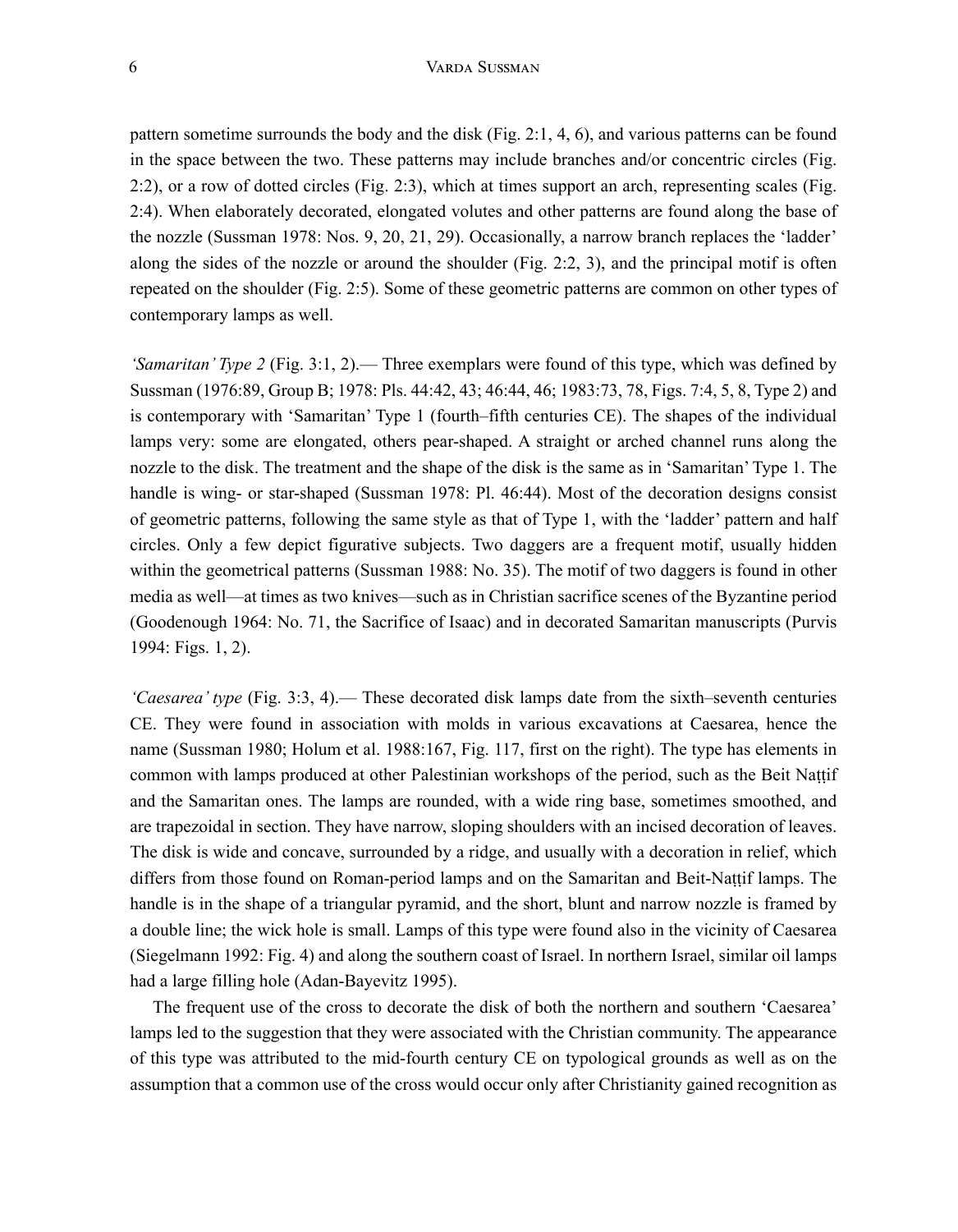pattern sometime surrounds the body and the disk (Fig. 2:1, 4, 6), and various patterns can be found in the space between the two. These patterns may include branches and/or concentric circles (Fig. 2:2), or a row of dotted circles (Fig. 2:3), which at times support an arch, representing scales (Fig. 2:4). When elaborately decorated, elongated volutes and other patterns are found along the base of the nozzle (Sussman 1978: Nos. 9, 20, 21, 29). Occasionally, a narrow branch replaces the 'ladder' along the sides of the nozzle or around the shoulder (Fig. 2:2, 3), and the principal motif is often repeated on the shoulder (Fig. 2:5). Some of these geometric patterns are common on other types of contemporary lamps as well.

*'Samaritan' Type 2* (Fig. 3:1, 2).— Three exemplars were found of this type, which was defined by Sussman (1976:89, Group B; 1978: Pls. 44:42, 43; 46:44, 46; 1983:73, 78, Figs. 7:4, 5, 8, Type 2) and is contemporary with 'Samaritan' Type 1 (fourth–fifth centuries CE). The shapes of the individual lamps very: some are elongated, others pear-shaped. A straight or arched channel runs along the nozzle to the disk. The treatment and the shape of the disk is the same as in 'Samaritan' Type 1. The handle is wing- or star-shaped (Sussman 1978: Pl. 46:44). Most of the decoration designs consist of geometric patterns, following the same style as that of Type 1, with the 'ladder' pattern and half circles. Only a few depict figurative subjects. Two daggers are a frequent motif, usually hidden within the geometrical patterns (Sussman 1988: No. 35). The motif of two daggers is found in other media as well—at times as two knives—such as in Christian sacrifice scenes of the Byzantine period (Goodenough 1964: No. 71, the Sacrifice of Isaac) and in decorated Samaritan manuscripts (Purvis 1994: Figs. 1, 2).

*'Caesarea' type* (Fig. 3:3, 4).— These decorated disk lamps date from the sixth–seventh centuries CE. They were found in association with molds in various excavations at Caesarea, hence the name (Sussman 1980; Holum et al. 1988:167, Fig. 117, first on the right). The type has elements in common with lamps produced at other Palestinian workshops of the period, such as the Beit Naṭṭif and the Samaritan ones. The lamps are rounded, with a wide ring base, sometimes smoothed, and are trapezoidal in section. They have narrow, sloping shoulders with an incised decoration of leaves. The disk is wide and concave, surrounded by a ridge, and usually with a decoration in relief, which differs from those found on Roman-period lamps and on the Samaritan and Beit-Naṭṭif lamps. The handle is in the shape of a triangular pyramid, and the short, blunt and narrow nozzle is framed by a double line; the wick hole is small. Lamps of this type were found also in the vicinity of Caesarea (Siegelmann 1992: Fig. 4) and along the southern coast of Israel. In northern Israel, similar oil lamps had a large filling hole (Adan-Bayevitz 1995).

The frequent use of the cross to decorate the disk of both the northern and southern 'Caesarea' lamps led to the suggestion that they were associated with the Christian community. The appearance of this type was attributed to the mid-fourth century CE on typological grounds as well as on the assumption that a common use of the cross would occur only after Christianity gained recognition as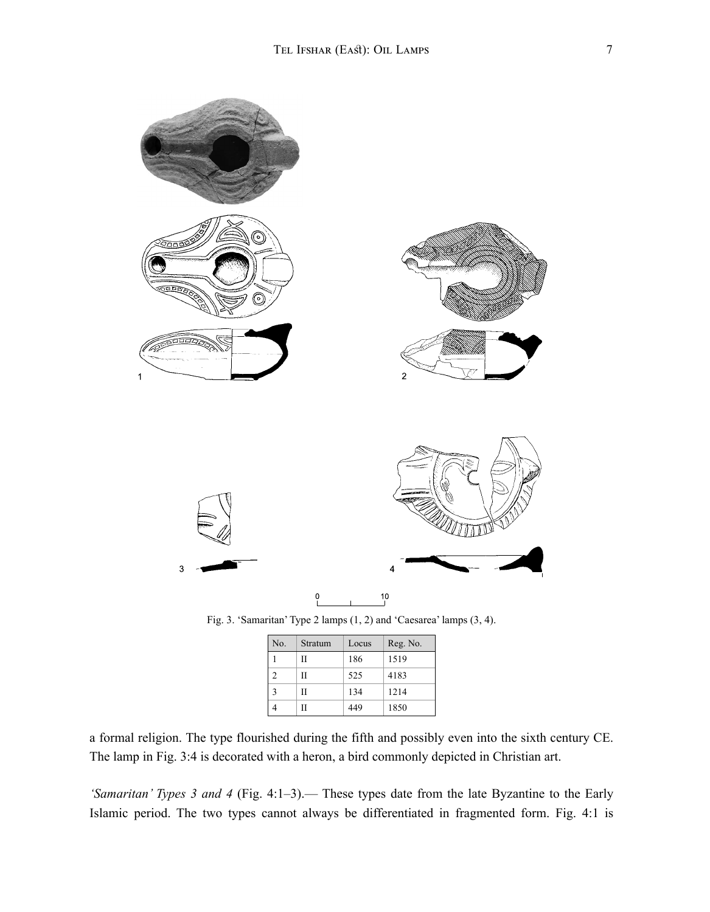Fig. 3. 'Samaritan' Type 2 lamps (1, 2) and 'Caesarea' lamps (3, 4).

| No. | Stratum | Locus | Reg. No. |
|---|---|---|---|
| 1 | II | 186 | 1519 |
| 2 | II | 525 | 4183 |
| 3 | II | 134 | 1214 |
| 4 | II | 449 | 1850 |

a formal religion. The type flourished during the fifth and possibly even into the sixth century CE. The lamp in Fig. 3:4 is decorated with a heron, a bird commonly depicted in Christian art.

*'Samaritan' Types 3 and 4* (Fig. 4:1–3).— These types date from the late Byzantine to the Early Islamic period. The two types cannot always be differentiated in fragmented form. Fig. 4:1 is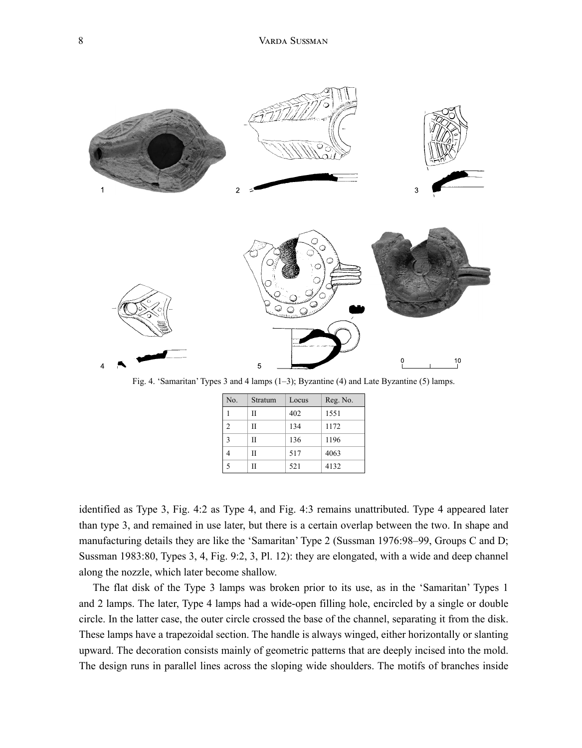Fig. 4. ‘Samaritan’ Types 3 and 4 lamps (1–3); Byzantine (4) and Late Byzantine (5) lamps.

| No. | Stratum | Locus | Reg. No. |
|---|---|---|---|
| 1 | II | 402 | 1551 |
| 2 | II | 134 | 1172 |
| 3 | II | 136 | 1196 |
| 4 | II | 517 | 4063 |
| 5 | II | 521 | 4132 |

identified as Type 3, Fig. 4:2 as Type 4, and Fig. 4:3 remains unattributed. Type 4 appeared later than type 3, and remained in use later, but there is a certain overlap between the two. In shape and manufacturing details they are like the ‘Samaritan’ Type 2 (Sussman 1976:98–99, Groups C and D; Sussman 1983:80, Types 3, 4, Fig. 9:2, 3, Pl. 12): they are elongated, with a wide and deep channel along the nozzle, which later become shallow.

The flat disk of the Type 3 lamps was broken prior to its use, as in the ‘Samaritan’ Types 1 and 2 lamps. The later, Type 4 lamps had a wide-open filling hole, encircled by a single or double circle. In the latter case, the outer circle crossed the base of the channel, separating it from the disk. These lamps have a trapezoidal section. The handle is always winged, either horizontally or slanting upward. The decoration consists mainly of geometric patterns that are deeply incised into the mold. The design runs in parallel lines across the sloping wide shoulders. The motifs of branches inside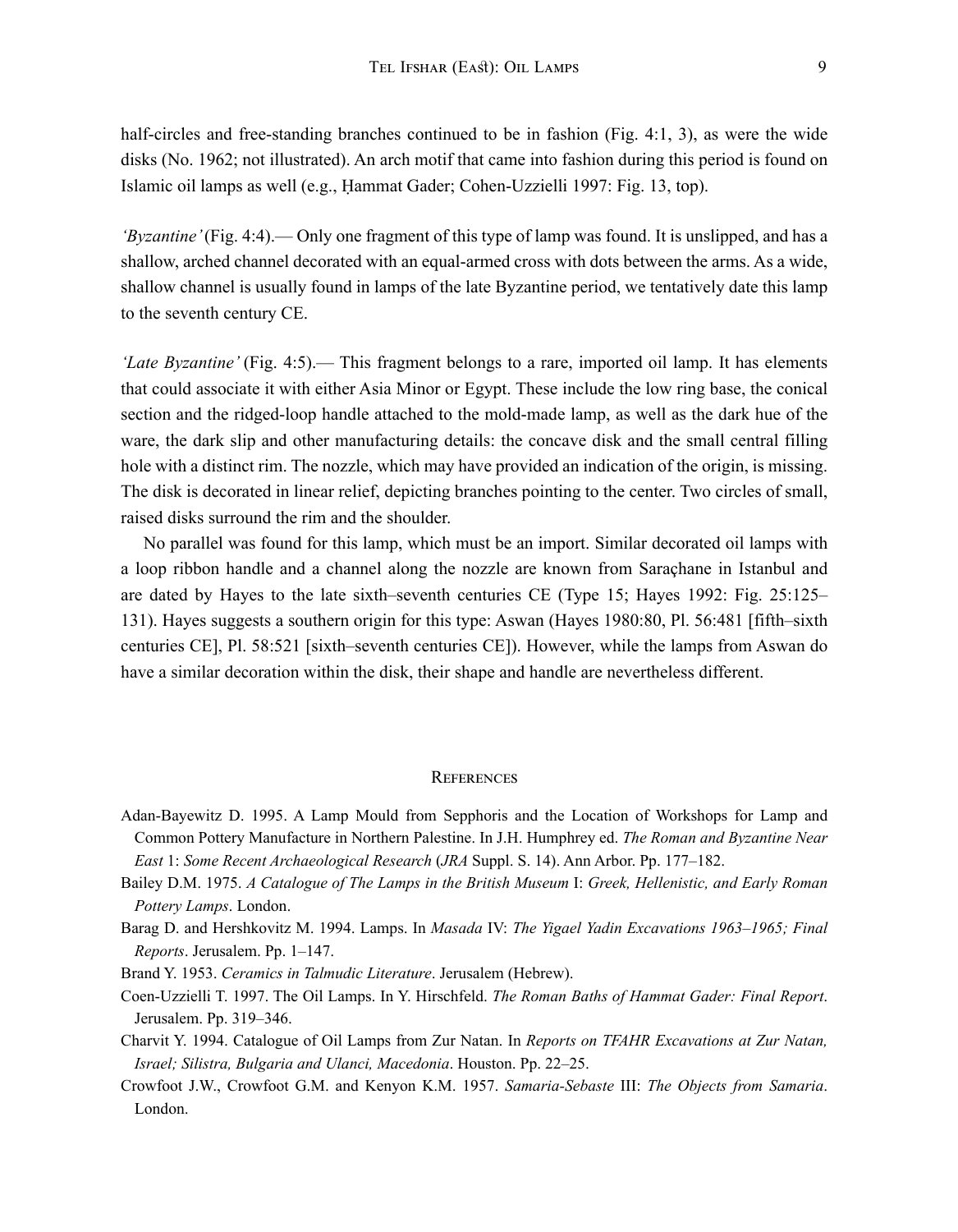half-circles and free-standing branches continued to be in fashion (Fig. 4:1, 3), as were the wide disks (No. 1962; not illustrated). An arch motif that came into fashion during this period is found on Islamic oil lamps as well (e.g., Ḥammat Gader; Cohen-Uzzielli 1997: Fig. 13, top).

*'Byzantine'* (Fig. 4:4).— Only one fragment of this type of lamp was found. It is unslipped, and has a shallow, arched channel decorated with an equal-armed cross with dots between the arms. As a wide, shallow channel is usually found in lamps of the late Byzantine period, we tentatively date this lamp to the seventh century CE.

*'Late Byzantine'* (Fig. 4:5).— This fragment belongs to a rare, imported oil lamp. It has elements that could associate it with either Asia Minor or Egypt. These include the low ring base, the conical section and the ridged-loop handle attached to the mold-made lamp, as well as the dark hue of the ware, the dark slip and other manufacturing details: the concave disk and the small central filling hole with a distinct rim. The nozzle, which may have provided an indication of the origin, is missing. The disk is decorated in linear relief, depicting branches pointing to the center. Two circles of small, raised disks surround the rim and the shoulder.

No parallel was found for this lamp, which must be an import. Similar decorated oil lamps with a loop ribbon handle and a channel along the nozzle are known from Saraçhane in Istanbul and are dated by Hayes to the late sixth–seventh centuries CE (Type 15; Hayes 1992: Fig. 25:125–131). Hayes suggests a southern origin for this type: Aswan (Hayes 1980:80, Pl. 56:481 [fifth–sixth centuries CE], Pl. 58:521 [sixth–seventh centuries CE]). However, while the lamps from Aswan do have a similar decoration within the disk, their shape and handle are nevertheless different.

## References

Adan-Bayewitz D. 1995. A Lamp Mould from Sepphoris and the Location of Workshops for Lamp and Common Pottery Manufacture in Northern Palestine. In J.H. Humphrey ed. *The Roman and Byzantine Near East* 1: *Some Recent Archaeological Research* (*JRA* Suppl. S. 14). Ann Arbor. Pp. 177–182.

Bailey D.M. 1975. *A Catalogue of The Lamps in the British Museum* I: *Greek, Hellenistic, and Early Roman Pottery Lamps*. London.

Barag D. and Hershkovitz M. 1994. Lamps. In *Masada* IV: *The Yigael Yadin Excavations 1963–1965; Final Reports*. Jerusalem. Pp. 1–147.

Brand Y. 1953. *Ceramics in Talmudic Literature*. Jerusalem (Hebrew).

Coen-Uzzielli T. 1997. The Oil Lamps. In Y. Hirschfeld. *The Roman Baths of Hammat Gader: Final Report*. Jerusalem. Pp. 319–346.

Charvit Y. 1994. Catalogue of Oil Lamps from Zur Natan. In *Reports on TFAHR Excavations at Zur Natan, Israel; Silistra, Bulgaria and Ulanci, Macedonia*. Houston. Pp. 22–25.

Crowfoot J.W., Crowfoot G.M. and Kenyon K.M. 1957. *Samaria-Sebaste* III: *The Objects from Samaria*. London.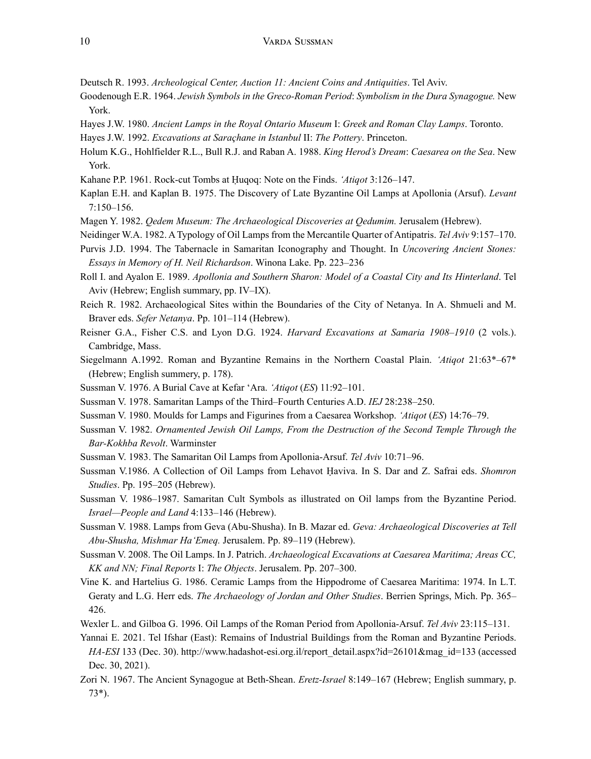Deutsch R. 1993. *Archeological Center, Auction 11: Ancient Coins and Antiquities*. Tel Aviv.

Goodenough E.R. 1964. *Jewish Symbols in the Greco-Roman Period*: *Symbolism in the Dura Synagogue.* New York.

Hayes J.W. 1980. *Ancient Lamps in the Royal Ontario Museum* I: *Greek and Roman Clay Lamps*. Toronto.

Hayes J.W. 1992. *Excavations at Saraçhane in Istanbul* II: *The Pottery*. Princeton.

Holum K.G., Hohlfielder R.L., Bull R.J. and Raban A. 1988. *King Herod's Dream*: *Caesarea on the Sea*. New York.

Kahane P.P. 1961. Rock-cut Tombs at Ḥuqoq: Note on the Finds. *'Atiqot* 3:126–147.

Kaplan E.H. and Kaplan B. 1975. The Discovery of Late Byzantine Oil Lamps at Apollonia (Arsuf). *Levant* 7:150–156.

Magen Y. 1982. *Qedem Museum: The Archaeological Discoveries at Qedumim.* Jerusalem (Hebrew).

Neidinger W.A. 1982. A Typology of Oil Lamps from the Mercantile Quarter of Antipatris. *Tel Aviv* 9:157–170.

Purvis J.D. 1994. The Tabernacle in Samaritan Iconography and Thought. In *Uncovering Ancient Stones: Essays in Memory of H. Neil Richardson*. Winona Lake. Pp. 223–236

Roll I. and Ayalon E. 1989. *Apollonia and Southern Sharon: Model of a Coastal City and Its Hinterland*. Tel Aviv (Hebrew; English summary, pp. IV–IX).

Reich R. 1982. Archaeological Sites within the Boundaries of the City of Netanya. In A. Shmueli and M. Braver eds. *Sefer Netanya*. Pp. 101–114 (Hebrew).

Reisner G.A., Fisher C.S. and Lyon D.G. 1924. *Harvard Excavations at Samaria 1908–1910* (2 vols.). Cambridge, Mass.

Siegelmann A.1992. Roman and Byzantine Remains in the Northern Coastal Plain. *'Atiqot* 21:63*–67* (Hebrew; English summery, p. 178).

Sussman V. 1976. A Burial Cave at Kefar 'Ara. *'Atiqot* (*ES*) 11:92–101.

Sussman V. 1978. Samaritan Lamps of the Third–Fourth Centuries A.D. *IEJ* 28:238–250.

Sussman V. 1980. Moulds for Lamps and Figurines from a Caesarea Workshop. *'Atiqot* (*ES*) 14:76–79.

Sussman V. 1982. *Ornamented Jewish Oil Lamps, From the Destruction of the Second Temple Through the Bar-Kokhba Revolt*. Warminster

Sussman V. 1983. The Samaritan Oil Lamps from Apollonia-Arsuf. *Tel Aviv* 10:71–96.

Sussman V.1986. A Collection of Oil Lamps from Lehavot Ḥaviva. In S. Dar and Z. Safrai eds. *Shomron Studies*. Pp. 195–205 (Hebrew).

Sussman V. 1986–1987. Samaritan Cult Symbols as illustrated on Oil lamps from the Byzantine Period. *Israel—People and Land* 4:133–146 (Hebrew).

Sussman V. 1988. Lamps from Geva (Abu-Shusha). In B. Mazar ed. *Geva: Archaeological Discoveries at Tell Abu-Shusha, Mishmar Ha'Emeq.* Jerusalem. Pp. 89–119 (Hebrew).

Sussman V. 2008. The Oil Lamps. In J. Patrich. *Archaeological Excavations at Caesarea Maritima; Areas CC, KK and NN; Final Reports* I: *The Objects*. Jerusalem. Pp. 207–300.

Vine K. and Hartelius G. 1986. Ceramic Lamps from the Hippodrome of Caesarea Maritima: 1974. In L.T. Geraty and L.G. Herr eds. *The Archaeology of Jordan and Other Studies*. Berrien Springs, Mich. Pp. 365–426.

Wexler L. and Gilboa G. 1996. Oil Lamps of the Roman Period from Apollonia-Arsuf. *Tel Aviv* 23:115–131.

Yannai E. 2021. Tel Ifshar (East): Remains of Industrial Buildings from the Roman and Byzantine Periods. *HA-ESI* 133 (Dec. 30). http://www.hadashot-esi.org.il/report_detail.aspx?id=26101&mag_id=133 (accessed Dec. 30, 2021).

Zori N. 1967. The Ancient Synagogue at Beth-Shean. *Eretz-Israel* 8:149–167 (Hebrew; English summary, p. 73*).